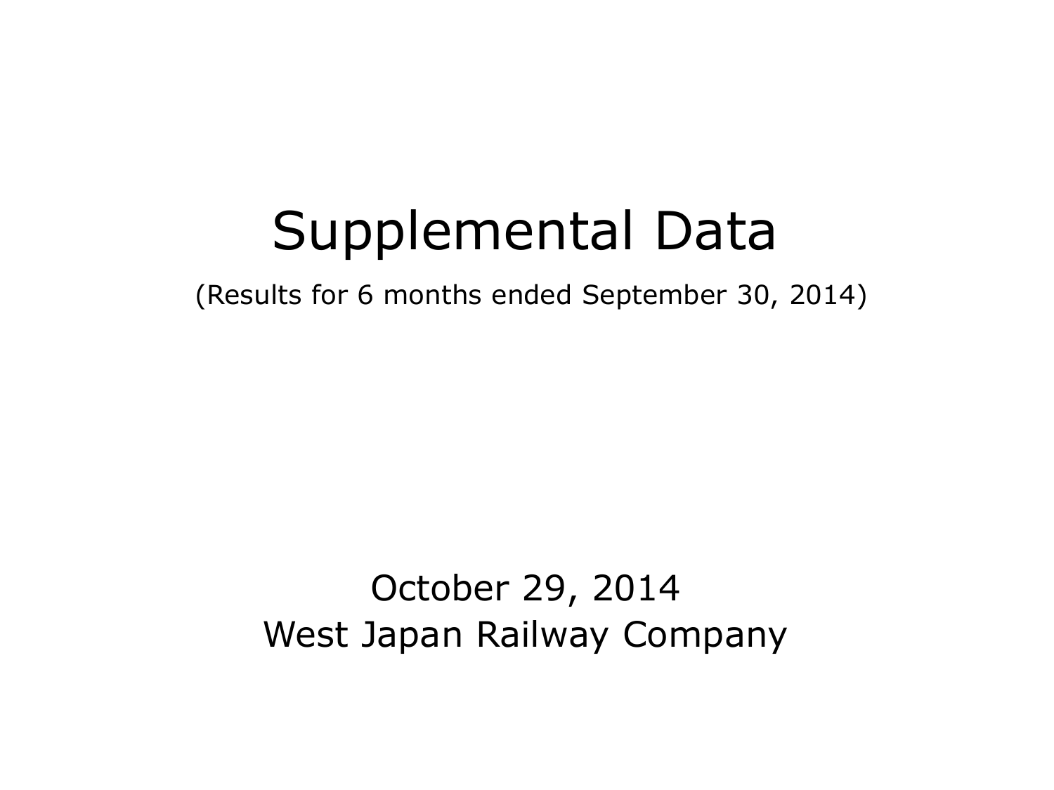# Supplemental Data

(Results for 6 months ended September 30, 2014)

October 29, 2014

West Japan Railway Company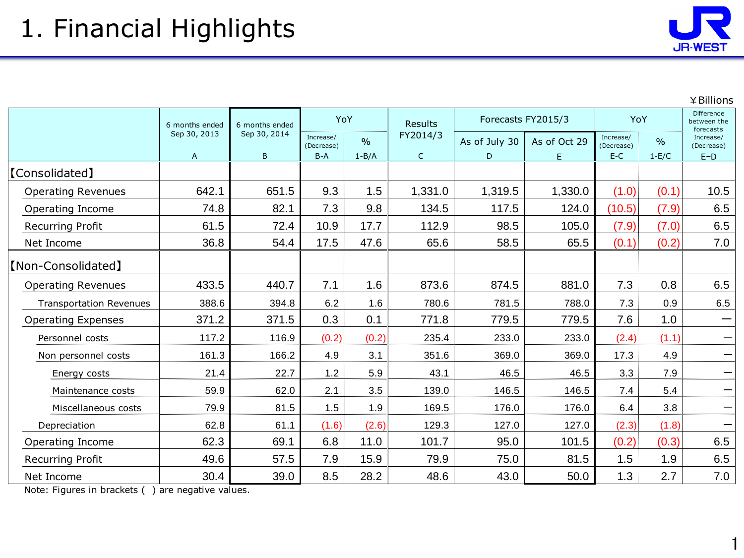# 1. Financial Highlights

¥Billions

| | 6 months ended Sep 30, 2013 | 6 months ended Sep 30, 2014 | YoY | | Results FY2014/3 | Forecasts FY2015/3 | | YoY | | Difference between the forecasts |
|---|---|---|---|---|---|---|---|---|---|---|
| | | | Increase/ (Decrease) | % | | As of July 30 | As of Oct 29 | Increase/ (Decrease) | % | Increase/ (Decrease) |
| | A | B | B-A | 1-B/A | C | D | E | E-C | 1-E/C | E-D |
| 【Consolidated】 | | | | | | | | | | |
| Operating Revenues | 642.1 | 651.5 | 9.3 | 1.5 | 1,331.0 | 1,319.5 | 1,330.0 | (1.0) | (0.1) | 10.5 |
| Operating Income | 74.8 | 82.1 | 7.3 | 9.8 | 134.5 | 117.5 | 124.0 | (10.5) | (7.9) | 6.5 |
| Recurring Profit | 61.5 | 72.4 | 10.9 | 17.7 | 112.9 | 98.5 | 105.0 | (7.9) | (7.0) | 6.5 |
| Net Income | 36.8 | 54.4 | 17.5 | 47.6 | 65.6 | 58.5 | 65.5 | (0.1) | (0.2) | 7.0 |
| 【Non-Consolidated】 | | | | | | | | | | |
| Operating Revenues | 433.5 | 440.7 | 7.1 | 1.6 | 873.6 | 874.5 | 881.0 | 7.3 | 0.8 | 6.5 |
| Transportation Revenues | 388.6 | 394.8 | 6.2 | 1.6 | 780.6 | 781.5 | 788.0 | 7.3 | 0.9 | 6.5 |
| Operating Expenses | 371.2 | 371.5 | 0.3 | 0.1 | 771.8 | 779.5 | 779.5 | 7.6 | 1.0 | — |
| Personnel costs | 117.2 | 116.9 | (0.2) | (0.2) | 235.4 | 233.0 | 233.0 | (2.4) | (1.1) | — |
| Non personnel costs | 161.3 | 166.2 | 4.9 | 3.1 | 351.6 | 369.0 | 369.0 | 17.3 | 4.9 | — |
| Energy costs | 21.4 | 22.7 | 1.2 | 5.9 | 43.1 | 46.5 | 46.5 | 3.3 | 7.9 | — |
| Maintenance costs | 59.9 | 62.0 | 2.1 | 3.5 | 139.0 | 146.5 | 146.5 | 7.4 | 5.4 | — |
| Miscellaneous costs | 79.9 | 81.5 | 1.5 | 1.9 | 169.5 | 176.0 | 176.0 | 6.4 | 3.8 | — |
| Depreciation | 62.8 | 61.1 | (1.6) | (2.6) | 129.3 | 127.0 | 127.0 | (2.3) | (1.8) | — |
| Operating Income | 62.3 | 69.1 | 6.8 | 11.0 | 101.7 | 95.0 | 101.5 | (0.2) | (0.3) | 6.5 |
| Recurring Profit | 49.6 | 57.5 | 7.9 | 15.9 | 79.9 | 75.0 | 81.5 | 1.5 | 1.9 | 6.5 |
| Net Income | 30.4 | 39.0 | 8.5 | 28.2 | 48.6 | 43.0 | 50.0 | 1.3 | 2.7 | 7.0 |

Note: Figures in brackets ( ) are negative values.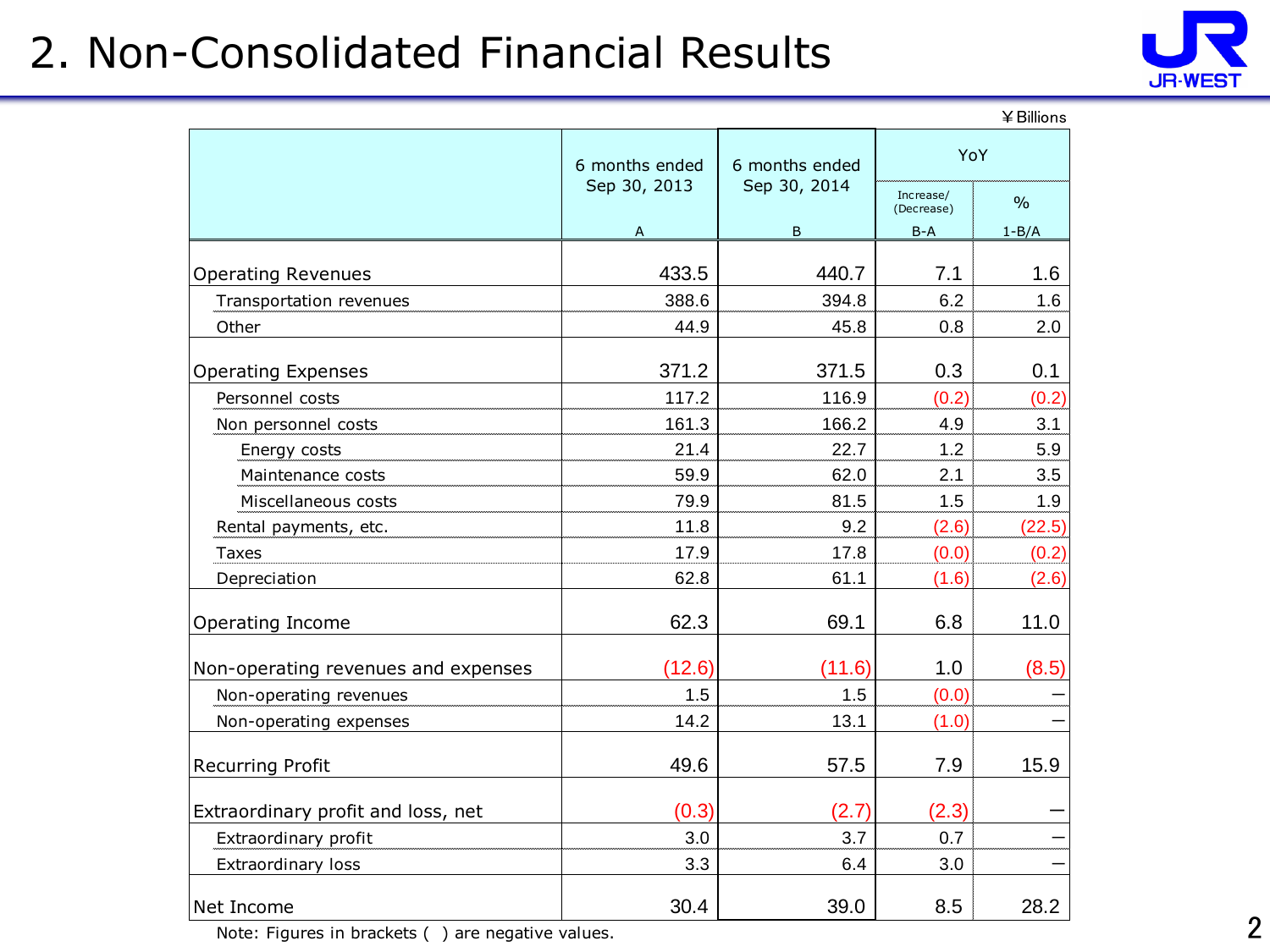# 2. Non-Consolidated Financial Results

¥Billions

| | 6 months ended Sep 30, 2013 | 6 months ended Sep 30, 2014 | YoY | |
|---|---|---|---|---|
| | | | Increase/ (Decrease) | % |
| | A | B | B-A | 1-B/A |
| Operating Revenues | 433.5 | 440.7 | 7.1 | 1.6 |
| Transportation revenues | 388.6 | 394.8 | 6.2 | 1.6 |
| Other | 44.9 | 45.8 | 0.8 | 2.0 |
| Operating Expenses | 371.2 | 371.5 | 0.3 | 0.1 |
| Personnel costs | 117.2 | 116.9 | (0.2) | (0.2) |
| Non personnel costs | 161.3 | 166.2 | 4.9 | 3.1 |
| Energy costs | 21.4 | 22.7 | 1.2 | 5.9 |
| Maintenance costs | 59.9 | 62.0 | 2.1 | 3.5 |
| Miscellaneous costs | 79.9 | 81.5 | 1.5 | 1.9 |
| Rental payments, etc. | 11.8 | 9.2 | (2.6) | (22.5) |
| Taxes | 17.9 | 17.8 | (0.0) | (0.2) |
| Depreciation | 62.8 | 61.1 | (1.6) | (2.6) |
| Operating Income | 62.3 | 69.1 | 6.8 | 11.0 |
| Non-operating revenues and expenses | (12.6) | (11.6) | 1.0 | (8.5) |
| Non-operating revenues | 1.5 | 1.5 | (0.0) | − |
| Non-operating expenses | 14.2 | 13.1 | (1.0) | − |
| Recurring Profit | 49.6 | 57.5 | 7.9 | 15.9 |
| Extraordinary profit and loss, net | (0.3) | (2.7) | (2.3) | − |
| Extraordinary profit | 3.0 | 3.7 | 0.7 | − |
| Extraordinary loss | 3.3 | 6.4 | 3.0 | − |
| Net Income | 30.4 | 39.0 | 8.5 | 28.2 |

Note: Figures in brackets ( ) are negative values.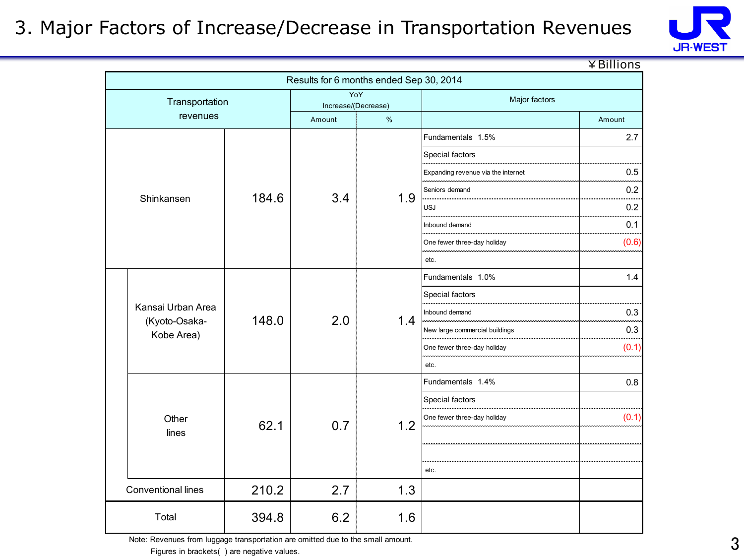# 3. Major Factors of Increase/Decrease in Transportation Revenues

¥Billions

| Results for 6 months ended Sep 30, 2014 | | | | | | |
|---|---|---|---|---|---|---|
| Transportation revenues | | YoY Increase/(Decrease) | | Major factors | |
| | | Amount | % | | Amount |
| Shinkansen | 184.6 | 3.4 | 1.9 | Fundamentals 1.5% | 2.7 |
| | | | | Special factors | |
| | | | | Expanding revenue via the internet | 0.5 |
| | | | | Seniors demand | 0.2 |
| | | | | USJ | 0.2 |
| | | | | Inbound demand | 0.1 |
| | | | | One fewer three-day holiday | (0.6) |
| | | | | etc. | |
| Kansai Urban Area (Kyoto-Osaka-Kobe Area) | 148.0 | 2.0 | 1.4 | Fundamentals 1.0% | 1.4 |
| | | | | Special factors | |
| | | | | Inbound demand | 0.3 |
| | | | | New large commercial buildings | 0.3 |
| | | | | One fewer three-day holiday | (0.1) |
| | | | | etc. | |
| Other lines | 62.1 | 0.7 | 1.2 | Fundamentals 1.4% | 0.8 |
| | | | | Special factors | |
| | | | | One fewer three-day holiday | (0.1) |
| | | | | | |
| | | | | | |
| | | | | etc. | |
| Conventional lines | 210.2 | 2.7 | 1.3 | | |
| Total | 394.8 | 6.2 | 1.6 | | |

Note: Revenues from luggage transportation are omitted due to the small amount.
Figures in brackets( ) are negative values.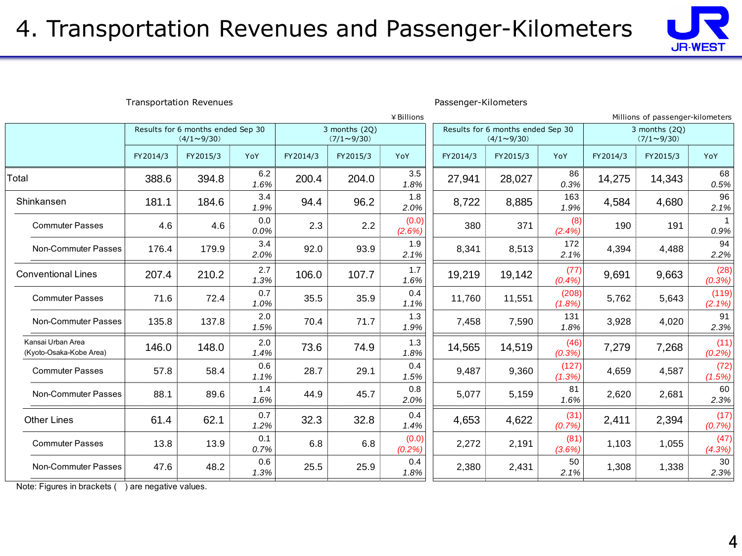# 4. Transportation Revenues and Passenger-Kilometers

Transportation Revenues

¥Billions

| | Results for 6 months ended Sep 30 (4/1～9/30) | | | 3 months (2Q) (7/1～9/30) | | |
|---|---|---|---|---|---|---|
| | FY2014/3 | FY2015/3 | YoY | FY2014/3 | FY2015/3 | YoY |
| Total | 388.6 | 394.8 | 6.2 *1.6%* | 200.4 | 204.0 | 3.5 *1.8%* |
| Shinkansen | 181.1 | 184.6 | 3.4 *1.9%* | 94.4 | 96.2 | 1.8 *2.0%* |
| Commuter Passes | 4.6 | 4.6 | 0.0 *0.0%* | 2.3 | 2.2 | (0.0) *(2.6%)* |
| Non-Commuter Passes | 176.4 | 179.9 | 3.4 *2.0%* | 92.0 | 93.9 | 1.9 *2.1%* |
| Conventional Lines | 207.4 | 210.2 | 2.7 *1.3%* | 106.0 | 107.7 | 1.7 *1.6%* |
| Commuter Passes | 71.6 | 72.4 | 0.7 *1.0%* | 35.5 | 35.9 | 0.4 *1.1%* |
| Non-Commuter Passes | 135.8 | 137.8 | 2.0 *1.5%* | 70.4 | 71.7 | 1.3 *1.9%* |
| Kansai Urban Area (Kyoto-Osaka-Kobe Area) | 146.0 | 148.0 | 2.0 *1.4%* | 73.6 | 74.9 | 1.3 *1.8%* |
| Commuter Passes | 57.8 | 58.4 | 0.6 *1.1%* | 28.7 | 29.1 | 0.4 *1.5%* |
| Non-Commuter Passes | 88.1 | 89.6 | 1.4 *1.6%* | 44.9 | 45.7 | 0.8 *2.0%* |
| Other Lines | 61.4 | 62.1 | 0.7 *1.2%* | 32.3 | 32.8 | 0.4 *1.4%* |
| Commuter Passes | 13.8 | 13.9 | 0.1 *0.7%* | 6.8 | 6.8 | (0.0) *(0.2%)* |
| Non-Commuter Passes | 47.6 | 48.2 | 0.6 *1.3%* | 25.5 | 25.9 | 0.4 *1.8%* |

Passenger-Kilometers

Millions of passenger-kilometers

| | Results for 6 months ended Sep 30 (4/1～9/30) | | | 3 months (2Q) (7/1～9/30) | | |
|---|---|---|---|---|---|---|
| | FY2014/3 | FY2015/3 | YoY | FY2014/3 | FY2015/3 | YoY |
| Total | 27,941 | 28,027 | 86 *0.3%* | 14,275 | 14,343 | 68 *0.5%* |
| Shinkansen | 8,722 | 8,885 | 163 *1.9%* | 4,584 | 4,680 | 96 *2.1%* |
| Commuter Passes | 380 | 371 | (8) *(2.4%)* | 190 | 191 | 1 *0.9%* |
| Non-Commuter Passes | 8,341 | 8,513 | 172 *2.1%* | 4,394 | 4,488 | 94 *2.2%* |
| Conventional Lines | 19,219 | 19,142 | (77) *(0.4%)* | 9,691 | 9,663 | (28) *(0.3%)* |
| Commuter Passes | 11,760 | 11,551 | (208) *(1.8%)* | 5,762 | 5,643 | (119) *(2.1%)* |
| Non-Commuter Passes | 7,458 | 7,590 | 131 *1.8%* | 3,928 | 4,020 | 91 *2.3%* |
| Kansai Urban Area (Kyoto-Osaka-Kobe Area) | 14,565 | 14,519 | (46) *(0.3%)* | 7,279 | 7,268 | (11) *(0.2%)* |
| Commuter Passes | 9,487 | 9,360 | (127) *(1.3%)* | 4,659 | 4,587 | (72) *(1.5%)* |
| Non-Commuter Passes | 5,077 | 5,159 | 81 *1.6%* | 2,620 | 2,681 | 60 *2.3%* |
| Other Lines | 4,653 | 4,622 | (31) *(0.7%)* | 2,411 | 2,394 | (17) *(0.7%)* |
| Commuter Passes | 2,272 | 2,191 | (81) *(3.6%)* | 1,103 | 1,055 | (47) *(4.3%)* |
| Non-Commuter Passes | 2,380 | 2,431 | 50 *2.1%* | 1,308 | 1,338 | 30 *2.3%* |

Note: Figures in brackets ( ) are negative values.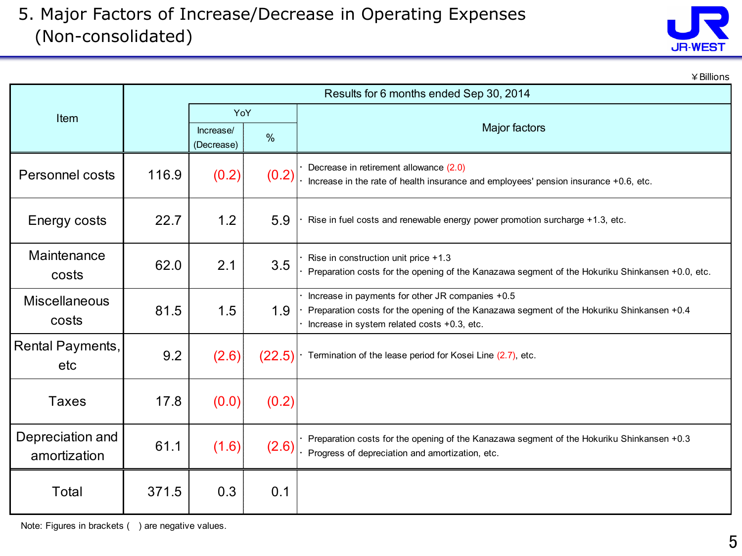# 5. Major Factors of Increase/Decrease in Operating Expenses (Non-consolidated)

¥Billions

| Item | Results for 6 months ended Sep 30, 2014 | | | |
|---|---|---|---|---|
| | | YoY | | Major factors |
| | | Increase/ (Decrease) | % | |
| Personnel costs | 116.9 | (0.2) | (0.2) | · Decrease in retirement allowance (2.0)<br>· Increase in the rate of health insurance and employees' pension insurance +0.6, etc. |
| Energy costs | 22.7 | 1.2 | 5.9 | · Rise in fuel costs and renewable energy power promotion surcharge +1.3, etc. |
| Maintenance costs | 62.0 | 2.1 | 3.5 | · Rise in construction unit price +1.3<br>· Preparation costs for the opening of the Kanazawa segment of the Hokuriku Shinkansen +0.0, etc. |
| Miscellaneous costs | 81.5 | 1.5 | 1.9 | · Increase in payments for other JR companies +0.5<br>· Preparation costs for the opening of the Kanazawa segment of the Hokuriku Shinkansen +0.4<br>· Increase in system related costs +0.3, etc. |
| Rental Payments, etc | 9.2 | (2.6) | (22.5) | · Termination of the lease period for Kosei Line (2.7), etc. |
| Taxes | 17.8 | (0.0) | (0.2) | |
| Depreciation and amortization | 61.1 | (1.6) | (2.6) | · Preparation costs for the opening of the Kanazawa segment of the Hokuriku Shinkansen +0.3<br>· Progress of depreciation and amortization, etc. |
| Total | 371.5 | 0.3 | 0.1 | |

Note: Figures in brackets ( ) are negative values.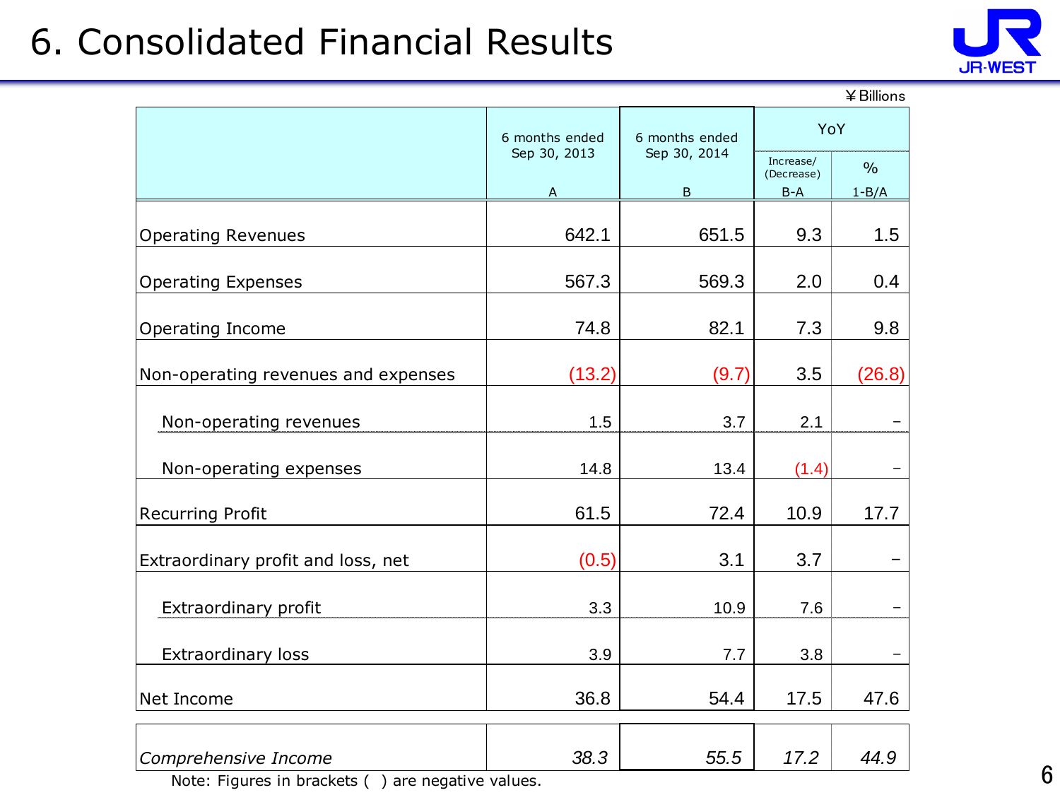# 6. Consolidated Financial Results

¥Billions

| | 6 months ended Sep 30, 2013 A | 6 months ended Sep 30, 2014 B | YoY Increase/(Decrease) B-A | YoY % 1-B/A |
|---|---|---|---|---|
| Operating Revenues | 642.1 | 651.5 | 9.3 | 1.5 |
| Operating Expenses | 567.3 | 569.3 | 2.0 | 0.4 |
| Operating Income | 74.8 | 82.1 | 7.3 | 9.8 |
| Non-operating revenues and expenses | (13.2) | (9.7) | 3.5 | (26.8) |
| Non-operating revenues | 1.5 | 3.7 | 2.1 | – |
| Non-operating expenses | 14.8 | 13.4 | (1.4) | – |
| Recurring Profit | 61.5 | 72.4 | 10.9 | 17.7 |
| Extraordinary profit and loss, net | (0.5) | 3.1 | 3.7 | – |
| Extraordinary profit | 3.3 | 10.9 | 7.6 | – |
| Extraordinary loss | 3.9 | 7.7 | 3.8 | – |
| Net Income | 36.8 | 54.4 | 17.5 | 47.6 |
| *Comprehensive Income* | *38.3* | *55.5* | *17.2* | *44.9* |

Note: Figures in brackets ( ) are negative values.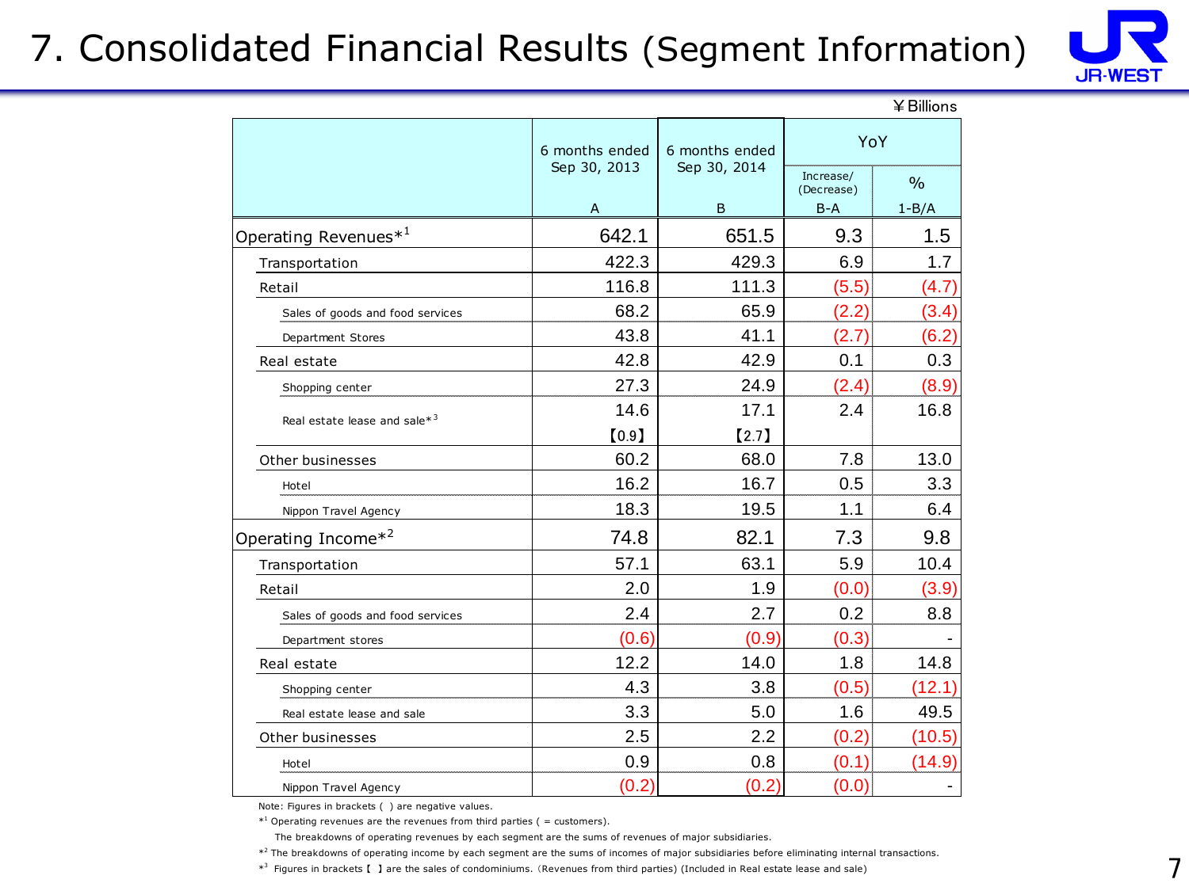# 7. Consolidated Financial Results (Segment Information)

¥Billions

| | 6 months ended Sep 30, 2013 | 6 months ended Sep 30, 2014 | YoY | |
|---|---|---|---|---|
| | | | Increase/ (Decrease) | % |
| | A | B | B-A | 1-B/A |
| Operating Revenues*[1] | 642.1 | 651.5 | 9.3 | 1.5 |
| Transportation | 422.3 | 429.3 | 6.9 | 1.7 |
| Retail | 116.8 | 111.3 | (5.5) | (4.7) |
| Sales of goods and food services | 68.2 | 65.9 | (2.2) | (3.4) |
| Department Stores | 43.8 | 41.1 | (2.7) | (6.2) |
| Real estate | 42.8 | 42.9 | 0.1 | 0.3 |
| Shopping center | 27.3 | 24.9 | (2.4) | (8.9) |
| Real estate lease and sale*[3] | 14.6 【0.9】 | 17.1 【2.7】 | 2.4 | 16.8 |
| Other businesses | 60.2 | 68.0 | 7.8 | 13.0 |
| Hotel | 16.2 | 16.7 | 0.5 | 3.3 |
| Nippon Travel Agency | 18.3 | 19.5 | 1.1 | 6.4 |
| Operating Income*[2] | 74.8 | 82.1 | 7.3 | 9.8 |
| Transportation | 57.1 | 63.1 | 5.9 | 10.4 |
| Retail | 2.0 | 1.9 | (0.0) | (3.9) |
| Sales of goods and food services | 2.4 | 2.7 | 0.2 | 8.8 |
| Department stores | (0.6) | (0.9) | (0.3) | - |
| Real estate | 12.2 | 14.0 | 1.8 | 14.8 |
| Shopping center | 4.3 | 3.8 | (0.5) | (12.1) |
| Real estate lease and sale | 3.3 | 5.0 | 1.6 | 49.5 |
| Other businesses | 2.5 | 2.2 | (0.2) | (10.5) |
| Hotel | 0.9 | 0.8 | (0.1) | (14.9) |
| Nippon Travel Agency | (0.2) | (0.2) | (0.0) | - |

Note: Figures in brackets ( ) are negative values.

*[1] Operating revenues are the revenues from third parties ( = customers).

The breakdowns of operating revenues by each segment are the sums of revenues of major subsidiaries.

*[2] The breakdowns of operating income by each segment are the sums of incomes of major subsidiaries before eliminating internal transactions.

*[3] Figures in brackets 【 】 are the sales of condominiums.（Revenues from third parties) (Included in Real estate lease and sale)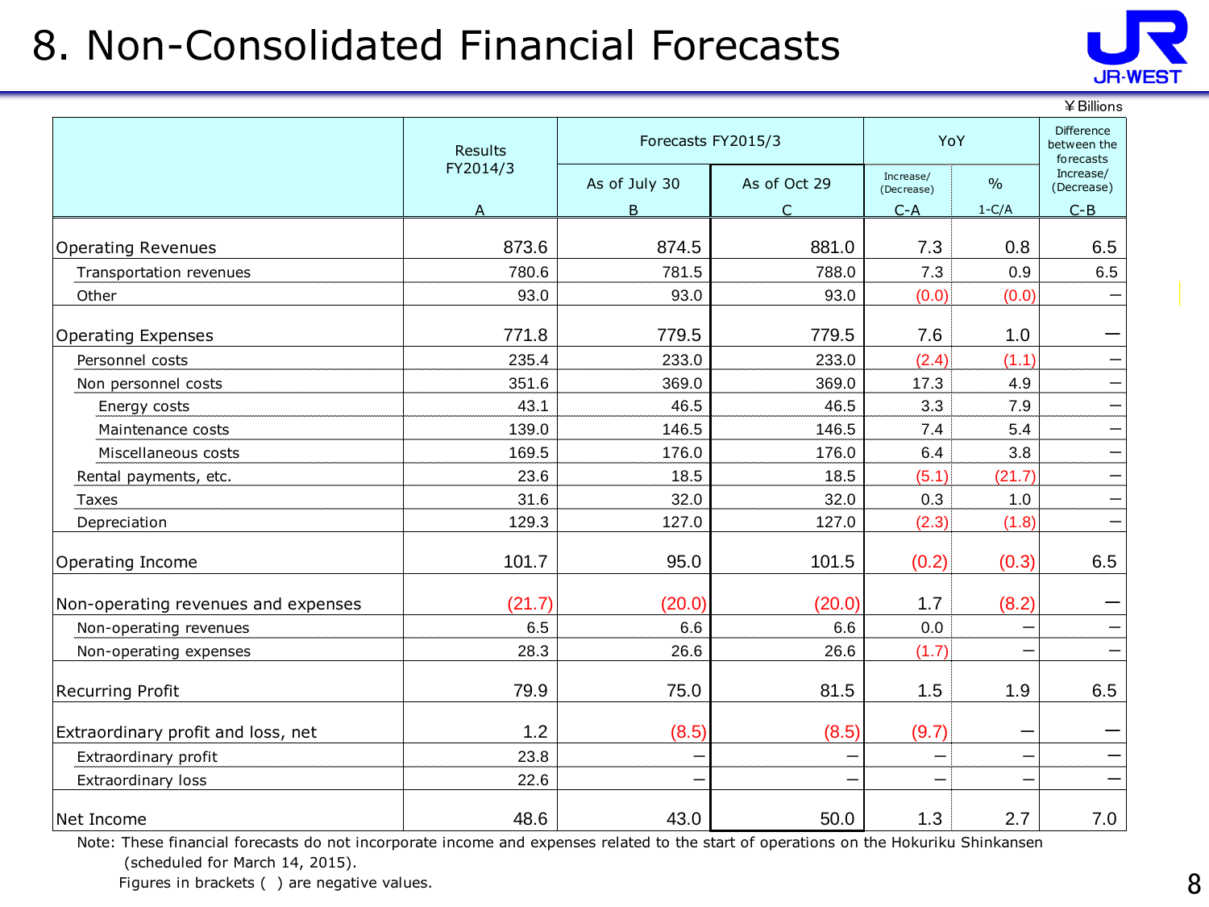# 8. Non-Consolidated Financial Forecasts

¥Billions

| | Results FY2014/3 | Forecasts FY2015/3 | | YoY | | Difference between the forecasts |
|---|---|---|---|---|---|---|
| | | As of July 30 | As of Oct 29 | Increase/ (Decrease) | % | Increase/ (Decrease) |
| | A | B | C | C-A | 1-C/A | C-B |
| Operating Revenues | 873.6 | 874.5 | 881.0 | 7.3 | 0.8 | 6.5 |
| Transportation revenues | 780.6 | 781.5 | 788.0 | 7.3 | 0.9 | 6.5 |
| Other | 93.0 | 93.0 | 93.0 | (0.0) | (0.0) | – |
| Operating Expenses | 771.8 | 779.5 | 779.5 | 7.6 | 1.0 | – |
| Personnel costs | 235.4 | 233.0 | 233.0 | (2.4) | (1.1) | – |
| Non personnel costs | 351.6 | 369.0 | 369.0 | 17.3 | 4.9 | – |
| Energy costs | 43.1 | 46.5 | 46.5 | 3.3 | 7.9 | – |
| Maintenance costs | 139.0 | 146.5 | 146.5 | 7.4 | 5.4 | – |
| Miscellaneous costs | 169.5 | 176.0 | 176.0 | 6.4 | 3.8 | – |
| Rental payments, etc. | 23.6 | 18.5 | 18.5 | (5.1) | (21.7) | – |
| Taxes | 31.6 | 32.0 | 32.0 | 0.3 | 1.0 | – |
| Depreciation | 129.3 | 127.0 | 127.0 | (2.3) | (1.8) | – |
| Operating Income | 101.7 | 95.0 | 101.5 | (0.2) | (0.3) | 6.5 |
| Non-operating revenues and expenses | (21.7) | (20.0) | (20.0) | 1.7 | (8.2) | – |
| Non-operating revenues | 6.5 | 6.6 | 6.6 | 0.0 | – | – |
| Non-operating expenses | 28.3 | 26.6 | 26.6 | (1.7) | – | – |
| Recurring Profit | 79.9 | 75.0 | 81.5 | 1.5 | 1.9 | 6.5 |
| Extraordinary profit and loss, net | 1.2 | (8.5) | (8.5) | (9.7) | – | – |
| Extraordinary profit | 23.8 | – | – | – | – | – |
| Extraordinary loss | 22.6 | – | – | – | – | – |
| Net Income | 48.6 | 43.0 | 50.0 | 1.3 | 2.7 | 7.0 |

Note: These financial forecasts do not incorporate income and expenses related to the start of operations on the Hokuriku Shinkansen (scheduled for March 14, 2015).

Figures in brackets ( ) are negative values.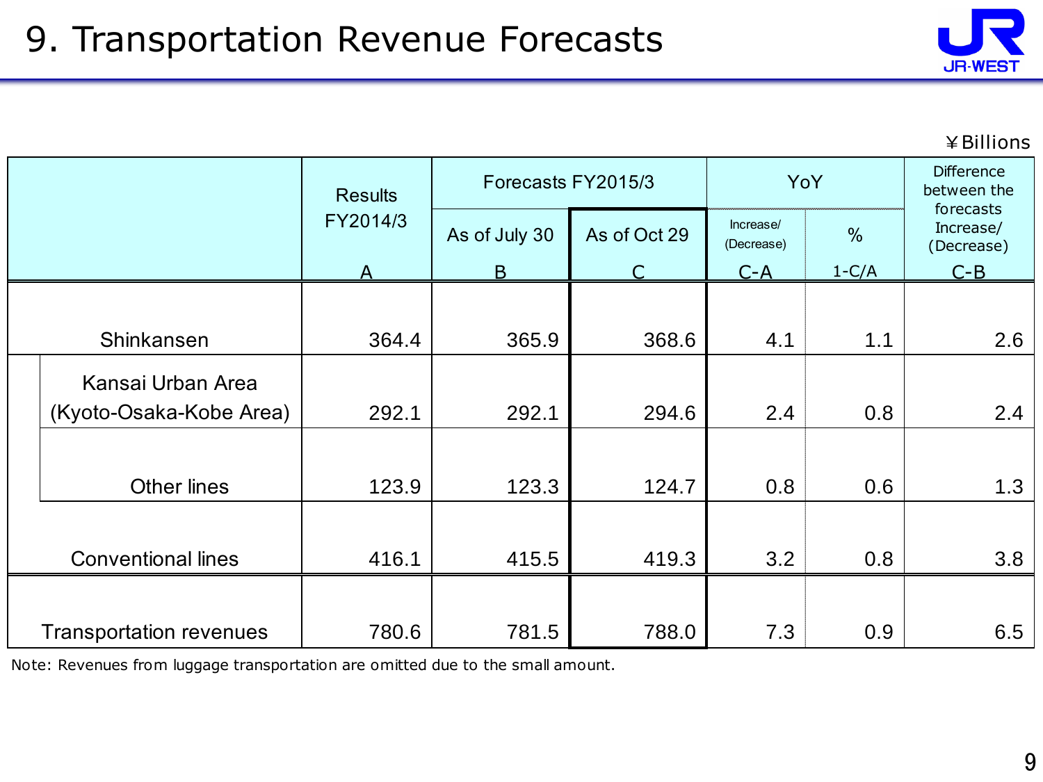# 9. Transportation Revenue Forecasts

¥Billions

| | Results FY2014/3 | Forecasts FY2015/3 | | YoY | | Difference between the forecasts Increase/ (Decrease) |
|---|---|---|---|---|---|---|
| | | As of July 30 | As of Oct 29 | Increase/ (Decrease) | % | |
| | A | B | C | C-A | 1-C/A | C-B |
| Shinkansen | 364.4 | 365.9 | 368.6 | 4.1 | 1.1 | 2.6 |
| Kansai Urban Area (Kyoto-Osaka-Kobe Area) | 292.1 | 292.1 | 294.6 | 2.4 | 0.8 | 2.4 |
| Other lines | 123.9 | 123.3 | 124.7 | 0.8 | 0.6 | 1.3 |
| Conventional lines | 416.1 | 415.5 | 419.3 | 3.2 | 0.8 | 3.8 |
| Transportation revenues | 780.6 | 781.5 | 788.0 | 7.3 | 0.9 | 6.5 |

Note: Revenues from luggage transportation are omitted due to the small amount.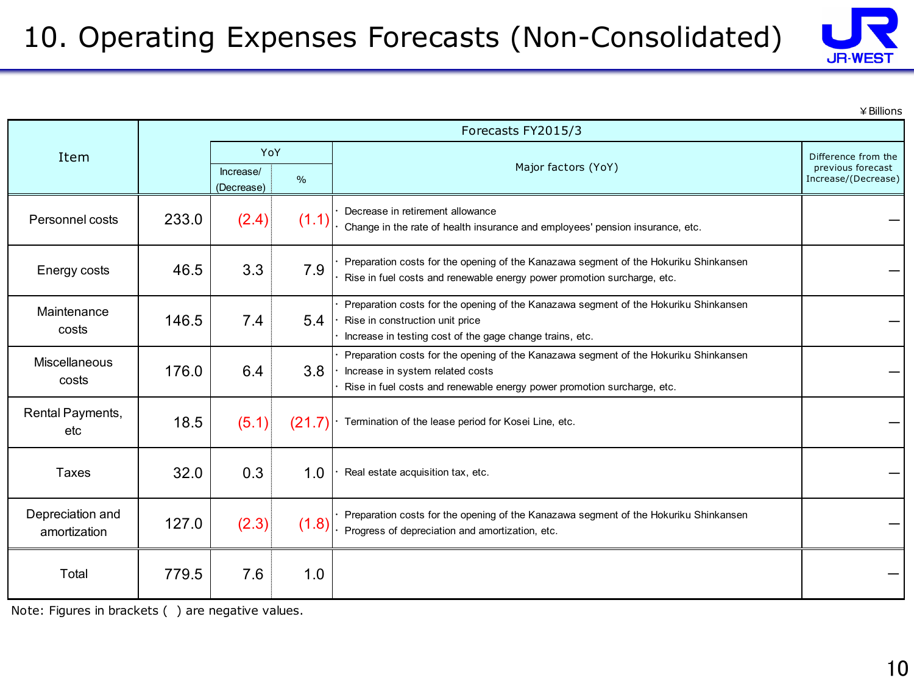# 10. Operating Expenses Forecasts (Non-Consolidated)

¥Billions

| Item | Forecasts FY2015/3 | | | | |
|---|---|---|---|---|---|
| | | YoY | | Major factors (YoY) | Difference from the previous forecast Increase/(Decrease) |
| | | Increase/ (Decrease) | % | | |
| Personnel costs | 233.0 | (2.4) | (1.1) | · Decrease in retirement allowance<br>· Change in the rate of health insurance and employees' pension insurance, etc. | — |
| Energy costs | 46.5 | 3.3 | 7.9 | · Preparation costs for the opening of the Kanazawa segment of the Hokuriku Shinkansen<br>· Rise in fuel costs and renewable energy power promotion surcharge, etc. | — |
| Maintenance costs | 146.5 | 7.4 | 5.4 | · Preparation costs for the opening of the Kanazawa segment of the Hokuriku Shinkansen<br>· Rise in construction unit price<br>· Increase in testing cost of the gage change trains, etc. | — |
| Miscellaneous costs | 176.0 | 6.4 | 3.8 | · Preparation costs for the opening of the Kanazawa segment of the Hokuriku Shinkansen<br>· Increase in system related costs<br>· Rise in fuel costs and renewable energy power promotion surcharge, etc. | — |
| Rental Payments, etc | 18.5 | (5.1) | (21.7) | · Termination of the lease period for Kosei Line, etc. | — |
| Taxes | 32.0 | 0.3 | 1.0 | · Real estate acquisition tax, etc. | — |
| Depreciation and amortization | 127.0 | (2.3) | (1.8) | · Preparation costs for the opening of the Kanazawa segment of the Hokuriku Shinkansen<br>· Progress of depreciation and amortization, etc. | — |
| Total | 779.5 | 7.6 | 1.0 | | — |

Note: Figures in brackets ( ) are negative values.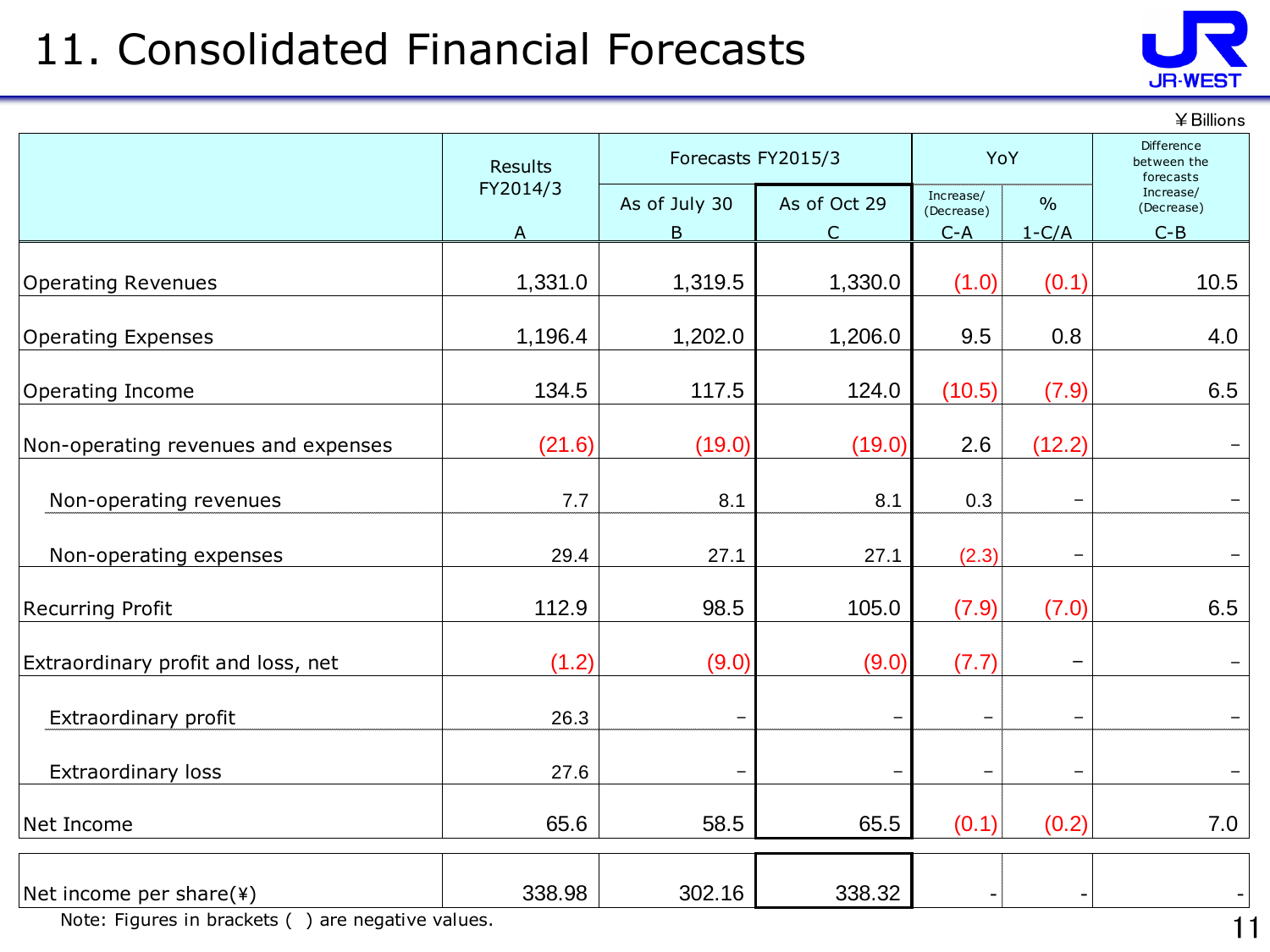# 11. Consolidated Financial Forecasts

¥Billions

| | Results FY2014/3 | Forecasts FY2015/3 | | YoY | | Difference between the forecasts Increase/(Decrease) |
|---|---|---|---|---|---|---|
| | | As of July 30 | As of Oct 29 | Increase/(Decrease) | % | |
| | A | B | C | C-A | 1-C/A | C-B |
| Operating Revenues | 1,331.0 | 1,319.5 | 1,330.0 | (1.0) | (0.1) | 10.5 |
| Operating Expenses | 1,196.4 | 1,202.0 | 1,206.0 | 9.5 | 0.8 | 4.0 |
| Operating Income | 134.5 | 117.5 | 124.0 | (10.5) | (7.9) | 6.5 |
| Non-operating revenues and expenses | (21.6) | (19.0) | (19.0) | 2.6 | (12.2) | – |
| Non-operating revenues | 7.7 | 8.1 | 8.1 | 0.3 | – | – |
| Non-operating expenses | 29.4 | 27.1 | 27.1 | (2.3) | – | – |
| Recurring Profit | 112.9 | 98.5 | 105.0 | (7.9) | (7.0) | 6.5 |
| Extraordinary profit and loss, net | (1.2) | (9.0) | (9.0) | (7.7) | – | – |
| Extraordinary profit | 26.3 | – | – | – | – | – |
| Extraordinary loss | 27.6 | – | – | – | – | – |
| Net Income | 65.6 | 58.5 | 65.5 | (0.1) | (0.2) | 7.0 |
| Net income per share(¥) | 338.98 | 302.16 | 338.32 | - | - | - |

Note: Figures in brackets ( ) are negative values.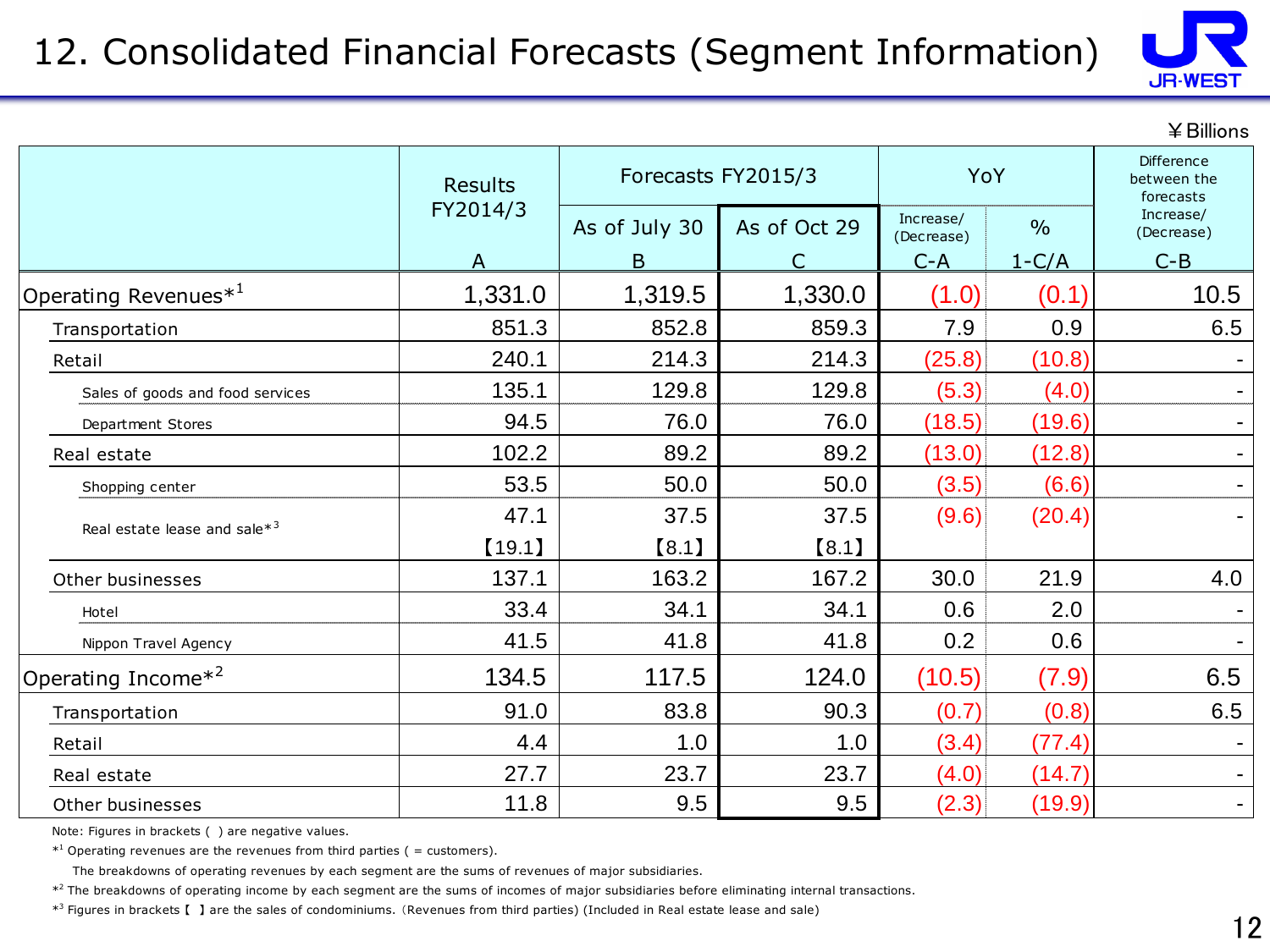# 12. Consolidated Financial Forecasts (Segment Information)

¥Billions

| | Results FY2014/3 | Forecasts FY2015/3 | | YoY | | Difference between the forecasts |
|---|---|---|---|---|---|---|
| | | As of July 30 | As of Oct 29 | Increase/ (Decrease) | % | Increase/ (Decrease) |
| | A | B | C | C-A | 1-C/A | C-B |
| Operating Revenues*[1] | 1,331.0 | 1,319.5 | 1,330.0 | (1.0) | (0.1) | 10.5 |
| Transportation | 851.3 | 852.8 | 859.3 | 7.9 | 0.9 | 6.5 |
| Retail | 240.1 | 214.3 | 214.3 | (25.8) | (10.8) | - |
| Sales of goods and food services | 135.1 | 129.8 | 129.8 | (5.3) | (4.0) | - |
| Department Stores | 94.5 | 76.0 | 76.0 | (18.5) | (19.6) | - |
| Real estate | 102.2 | 89.2 | 89.2 | (13.0) | (12.8) | - |
| Shopping center | 53.5 | 50.0 | 50.0 | (3.5) | (6.6) | - |
| Real estate lease and sale*[3] | 47.1 【19.1】 | 37.5 【8.1】 | 37.5 【8.1】 | (9.6) | (20.4) | - |
| Other businesses | 137.1 | 163.2 | 167.2 | 30.0 | 21.9 | 4.0 |
| Hotel | 33.4 | 34.1 | 34.1 | 0.6 | 2.0 | - |
| Nippon Travel Agency | 41.5 | 41.8 | 41.8 | 0.2 | 0.6 | - |
| Operating Income*[2] | 134.5 | 117.5 | 124.0 | (10.5) | (7.9) | 6.5 |
| Transportation | 91.0 | 83.8 | 90.3 | (0.7) | (0.8) | 6.5 |
| Retail | 4.4 | 1.0 | 1.0 | (3.4) | (77.4) | - |
| Real estate | 27.7 | 23.7 | 23.7 | (4.0) | (14.7) | - |
| Other businesses | 11.8 | 9.5 | 9.5 | (2.3) | (19.9) | - |

Note: Figures in brackets ( ) are negative values.

*[1] Operating revenues are the revenues from third parties ( = customers).

The breakdowns of operating revenues by each segment are the sums of revenues of major subsidiaries.

*[2] The breakdowns of operating income by each segment are the sums of incomes of major subsidiaries before eliminating internal transactions.

*[3] Figures in brackets 【 】 are the sales of condominiums.（Revenues from third parties) (Included in Real estate lease and sale)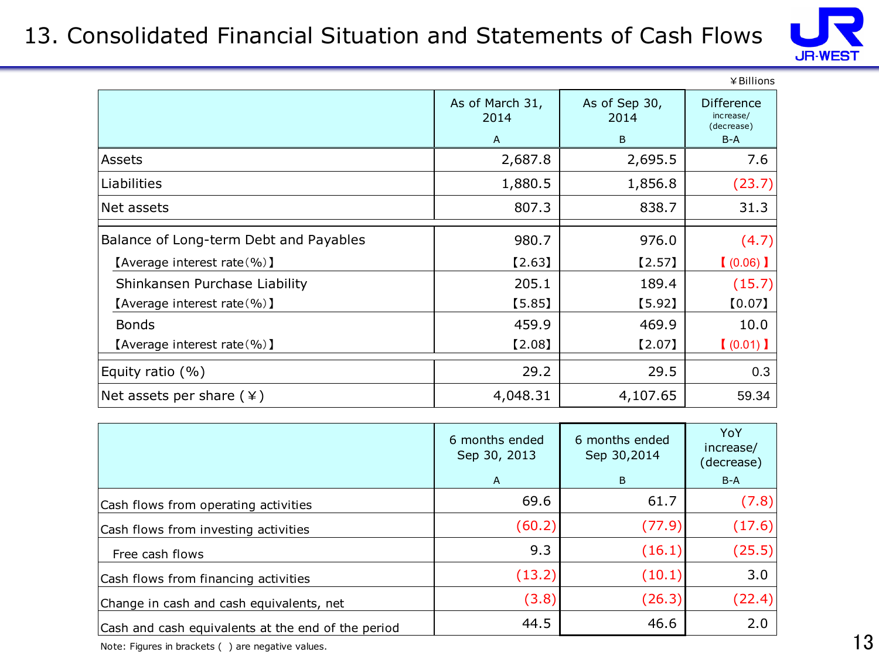# 13. Consolidated Financial Situation and Statements of Cash Flows

¥Billions

| | As of March 31, 2014 A | As of Sep 30, 2014 B | Difference increase/ (decrease) B-A |
|---|---|---|---|
| Assets | 2,687.8 | 2,695.5 | 7.6 |
| Liabilities | 1,880.5 | 1,856.8 | (23.7) |
| Net assets | 807.3 | 838.7 | 31.3 |
| Balance of Long-term Debt and Payables | 980.7 | 976.0 | (4.7) |
| 【Average interest rate(%)】 | 【2.63】 | 【2.57】 | 【(0.06)】 |
| Shinkansen Purchase Liability | 205.1 | 189.4 | (15.7) |
| 【Average interest rate(%)】 | 【5.85】 | 【5.92】 | 【0.07】 |
| Bonds | 459.9 | 469.9 | 10.0 |
| 【Average interest rate(%)】 | 【2.08】 | 【2.07】 | 【(0.01)】 |
| Equity ratio (%) | 29.2 | 29.5 | 0.3 |
| Net assets per share (¥) | 4,048.31 | 4,107.65 | 59.34 |

| | 6 months ended Sep 30, 2013 A | 6 months ended Sep 30,2014 B | YoY increase/ (decrease) B-A |
|---|---|---|---|
| Cash flows from operating activities | 69.6 | 61.7 | (7.8) |
| Cash flows from investing activities | (60.2) | (77.9) | (17.6) |
| Free cash flows | 9.3 | (16.1) | (25.5) |
| Cash flows from financing activities | (13.2) | (10.1) | 3.0 |
| Change in cash and cash equivalents, net | (3.8) | (26.3) | (22.4) |
| Cash and cash equivalents at the end of the period | 44.5 | 46.6 | 2.0 |

Note: Figures in brackets ( ) are negative values.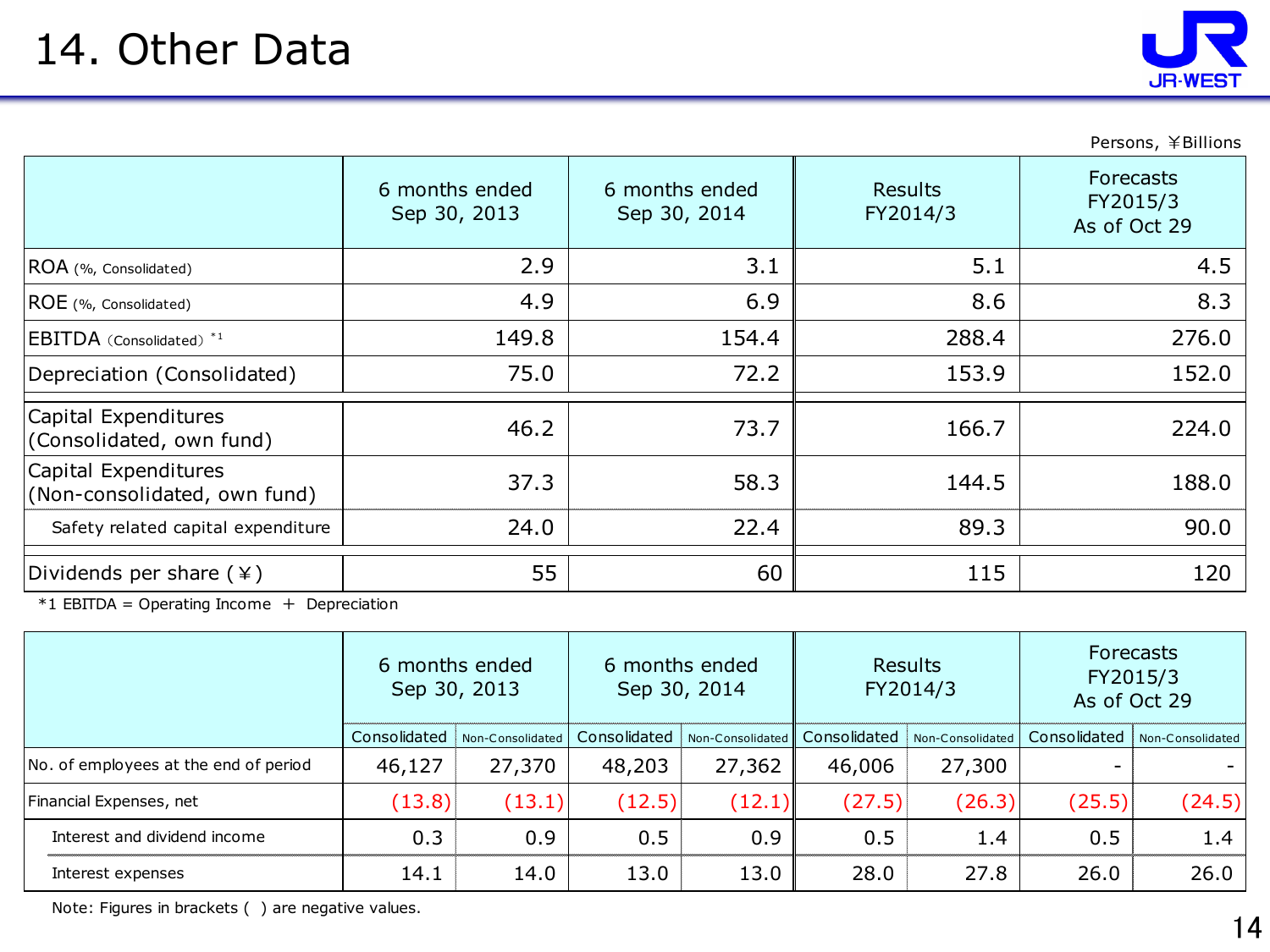# 14. Other Data

Persons, ¥Billions

| | 6 months ended Sep 30, 2013 | 6 months ended Sep 30, 2014 | Results FY2014/3 | Forecasts FY2015/3 As of Oct 29 |
|---|---|---|---|---|
| ROA (%, Consolidated) | 2.9 | 3.1 | 5.1 | 4.5 |
| ROE (%, Consolidated) | 4.9 | 6.9 | 8.6 | 8.3 |
| EBITDA (Consolidated) *1 | 149.8 | 154.4 | 288.4 | 276.0 |
| Depreciation (Consolidated) | 75.0 | 72.2 | 153.9 | 152.0 |
| Capital Expenditures (Consolidated, own fund) | 46.2 | 73.7 | 166.7 | 224.0 |
| Capital Expenditures (Non-consolidated, own fund) | 37.3 | 58.3 | 144.5 | 188.0 |
| Safety related capital expenditure | 24.0 | 22.4 | 89.3 | 90.0 |
| Dividends per share (¥) | 55 | 60 | 115 | 120 |

*1 EBITDA = Operating Income ＋ Depreciation

| | 6 months ended Sep 30, 2013 | | 6 months ended Sep 30, 2014 | | Results FY2014/3 | | Forecasts FY2015/3 As of Oct 29 | |
|---|---|---|---|---|---|---|---|---|
| | Consolidated | Non-Consolidated | Consolidated | Non-Consolidated | Consolidated | Non-Consolidated | Consolidated | Non-Consolidated |
| No. of employees at the end of period | 46,127 | 27,370 | 48,203 | 27,362 | 46,006 | 27,300 | - | - |
| Financial Expenses, net | (13.8) | (13.1) | (12.5) | (12.1) | (27.5) | (26.3) | (25.5) | (24.5) |
| Interest and dividend income | 0.3 | 0.9 | 0.5 | 0.9 | 0.5 | 1.4 | 0.5 | 1.4 |
| Interest expenses | 14.1 | 14.0 | 13.0 | 13.0 | 28.0 | 27.8 | 26.0 | 26.0 |

Note: Figures in brackets ( ) are negative values.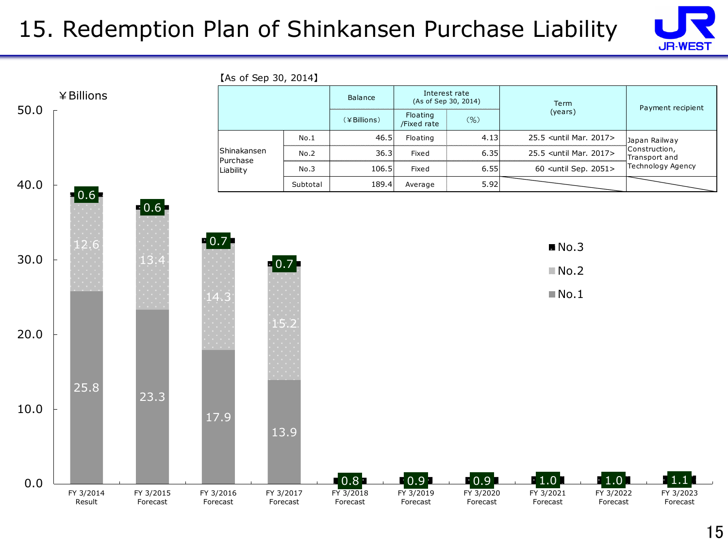# 15. Redemption Plan of Shinkansen Purchase Liability

【As of Sep 30, 2014】

| | | Balance | Interest rate (As of Sep 30, 2014) | | Term (years) | Payment recipient |
|---|---|---|---|---|---|---|
| | | (￥Billions) | Floating /Fixed rate | (%) | | |
| Shinkansen Purchase Liability | No.1 | 46.5 | Floating | 4.13 | 25.5 <until Mar. 2017> | Japan Railway Construction, Transport and Technology Agency |
| | No.2 | 36.3 | Fixed | 6.35 | 25.5 <until Mar. 2017> | |
| | No.3 | 106.5 | Fixed | 6.55 | 60 <until Sep. 2051> | |
| | Subtotal | 189.4 | Average | 5.92 | | |

￥Billions

50.0
40.0
30.0
20.0
10.0
0.0

No.3
No.2
No.1

FY 3/2014 Result: 25.8, 12.6, 0.6
FY 3/2015 Forecast: 23.3, 13.4, 0.6
FY 3/2016 Forecast: 17.9, 14.3, 0.7
FY 3/2017 Forecast: 13.9, 15.2, 0.7
FY 3/2018 Forecast: 0.8
FY 3/2019 Forecast: 0.9
FY 3/2020 Forecast: 0.9
FY 3/2021 Forecast: 1.0
FY 3/2022 Forecast: 1.0
FY 3/2023 Forecast: 1.1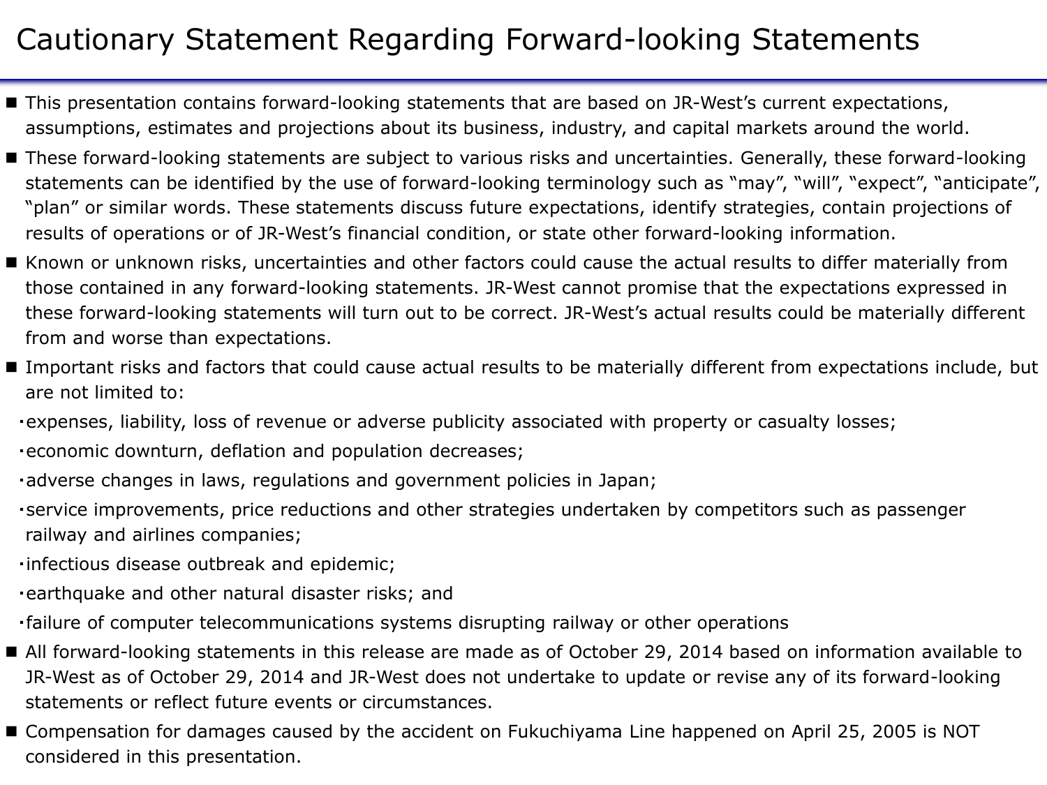# Cautionary Statement Regarding Forward-looking Statements

- This presentation contains forward-looking statements that are based on JR-West's current expectations, assumptions, estimates and projections about its business, industry, and capital markets around the world.
- These forward-looking statements are subject to various risks and uncertainties. Generally, these forward-looking statements can be identified by the use of forward-looking terminology such as "may", "will", "expect", "anticipate", "plan" or similar words. These statements discuss future expectations, identify strategies, contain projections of results of operations or of JR-West's financial condition, or state other forward-looking information.
- Known or unknown risks, uncertainties and other factors could cause the actual results to differ materially from those contained in any forward-looking statements. JR-West cannot promise that the expectations expressed in these forward-looking statements will turn out to be correct. JR-West's actual results could be materially different from and worse than expectations.
- Important risks and factors that could cause actual results to be materially different from expectations include, but are not limited to:
  - expenses, liability, loss of revenue or adverse publicity associated with property or casualty losses;
  - economic downturn, deflation and population decreases;
  - adverse changes in laws, regulations and government policies in Japan;
  - service improvements, price reductions and other strategies undertaken by competitors such as passenger railway and airlines companies;
  - infectious disease outbreak and epidemic;
  - earthquake and other natural disaster risks; and
  - failure of computer telecommunications systems disrupting railway or other operations
- All forward-looking statements in this release are made as of October 29, 2014 based on information available to JR-West as of October 29, 2014 and JR-West does not undertake to update or revise any of its forward-looking statements or reflect future events or circumstances.
- Compensation for damages caused by the accident on Fukuchiyama Line happened on April 25, 2005 is NOT considered in this presentation.